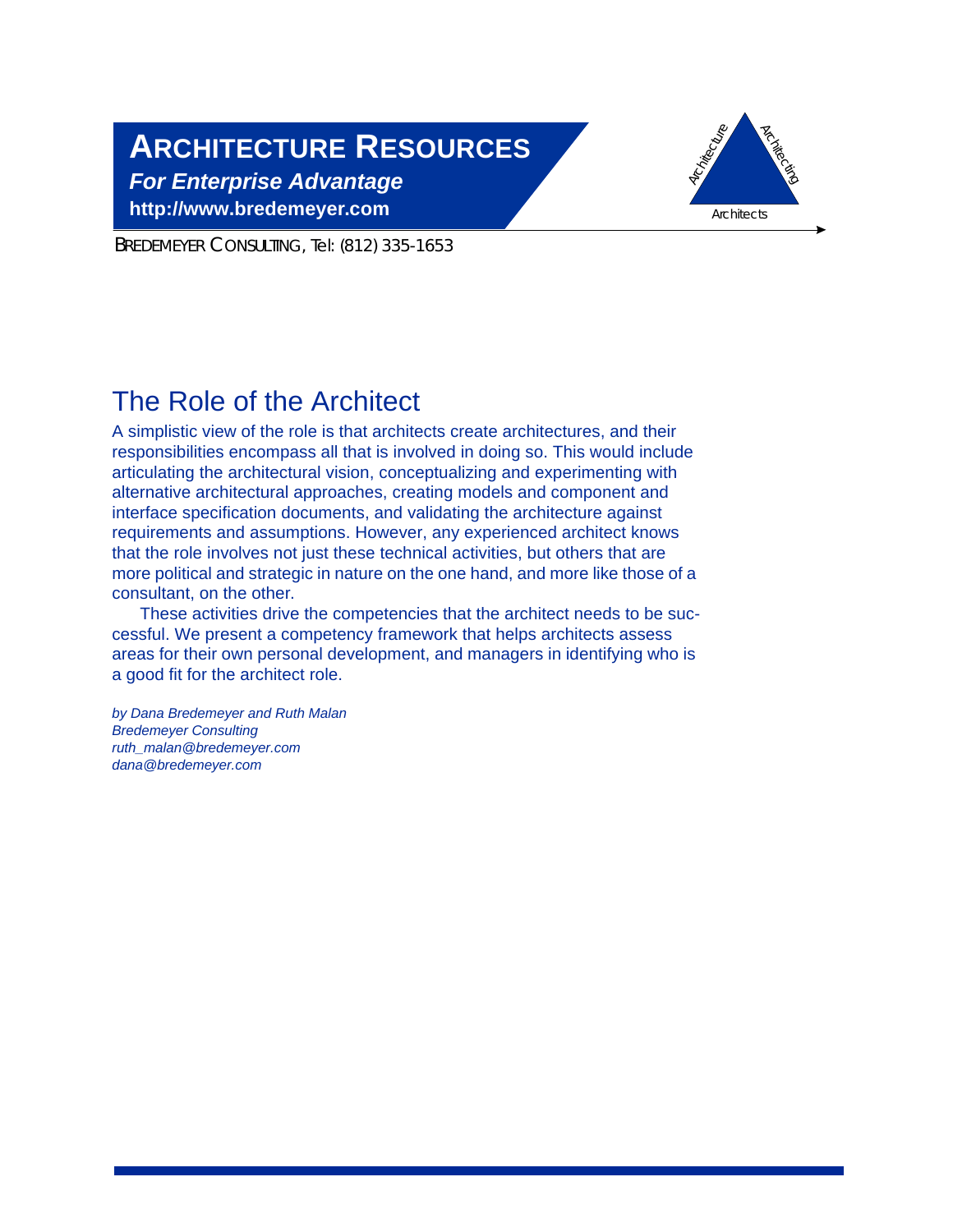# ARCHITECTURE RESOURCES

***For Enterprise Advantage***

**http://www.bredemeyer.com**

BREDEMEYER CONSULTING, Tel: (812) 335-1653

## The Role of the Architect

A simplistic view of the role is that architects create architectures, and their responsibilities encompass all that is involved in doing so. This would include articulating the architectural vision, conceptualizing and experimenting with alternative architectural approaches, creating models and component and interface specification documents, and validating the architecture against requirements and assumptions. However, any experienced architect knows that the role involves not just these technical activities, but others that are more political and strategic in nature on the one hand, and more like those of a consultant, on the other.

These activities drive the competencies that the architect needs to be successful. We present a competency framework that helps architects assess areas for their own personal development, and managers in identifying who is a good fit for the architect role.

*by Dana Bredemeyer and Ruth Malan*
*Bredemeyer Consulting*
*ruth_malan@bredemeyer.com*
*dana@bredemeyer.com*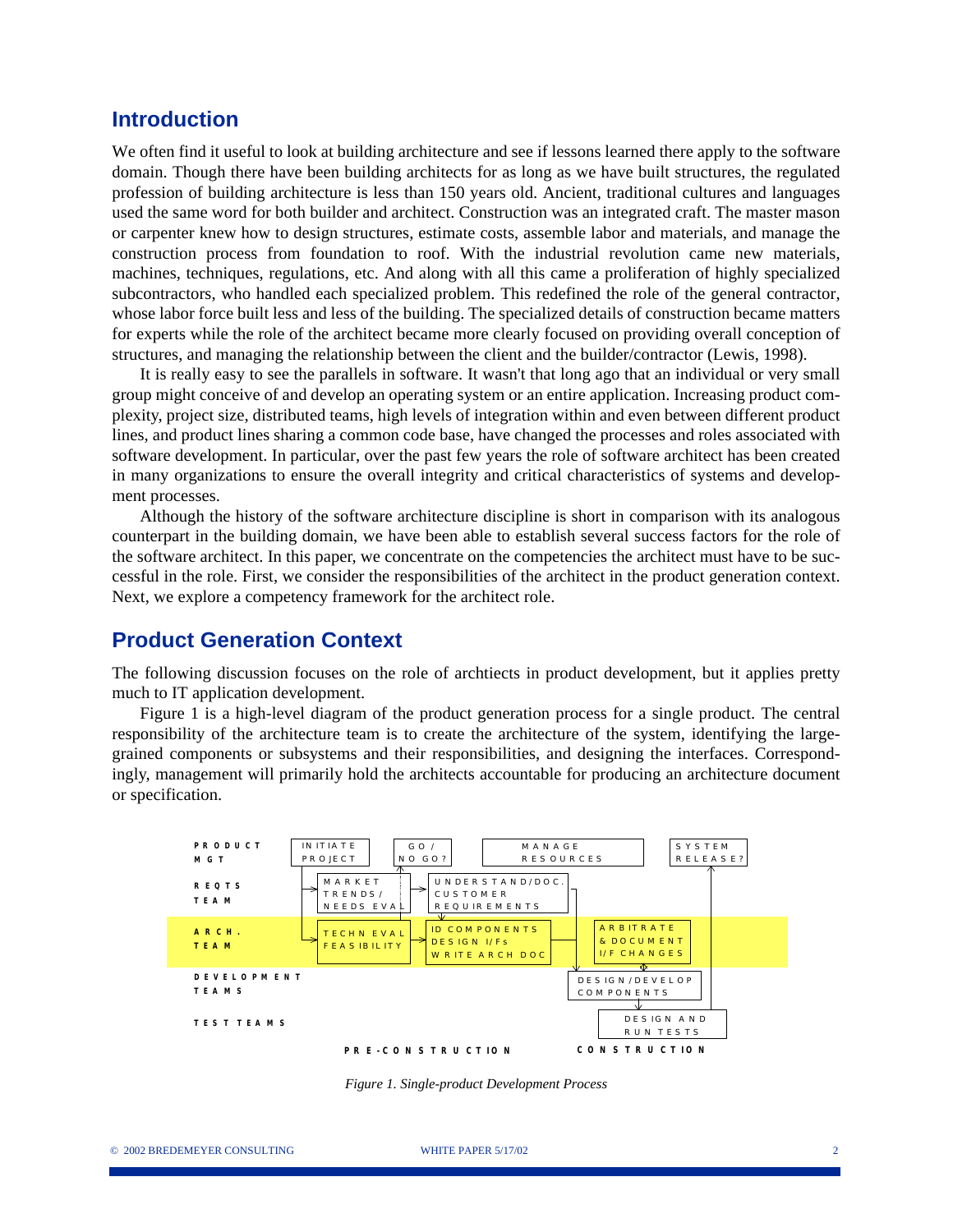## Introduction

We often find it useful to look at building architecture and see if lessons learned there apply to the software domain. Though there have been building architects for as long as we have built structures, the regulated profession of building architecture is less than 150 years old. Ancient, traditional cultures and languages used the same word for both builder and architect. Construction was an integrated craft. The master mason or carpenter knew how to design structures, estimate costs, assemble labor and materials, and manage the construction process from foundation to roof. With the industrial revolution came new materials, machines, techniques, regulations, etc. And along with all this came a proliferation of highly specialized subcontractors, who handled each specialized problem. This redefined the role of the general contractor, whose labor force built less and less of the building. The specialized details of construction became matters for experts while the role of the architect became more clearly focused on providing overall conception of structures, and managing the relationship between the client and the builder/contractor (Lewis, 1998).

It is really easy to see the parallels in software. It wasn't that long ago that an individual or very small group might conceive of and develop an operating system or an entire application. Increasing product complexity, project size, distributed teams, high levels of integration within and even between different product lines, and product lines sharing a common code base, have changed the processes and roles associated with software development. In particular, over the past few years the role of software architect has been created in many organizations to ensure the overall integrity and critical characteristics of systems and development processes.

Although the history of the software architecture discipline is short in comparison with its analogous counterpart in the building domain, we have been able to establish several success factors for the role of the software architect. In this paper, we concentrate on the competencies the architect must have to be successful in the role. First, we consider the responsibilities of the architect in the product generation context. Next, we explore a competency framework for the architect role.

## Product Generation Context

The following discussion focuses on the role of archtiects in product development, but it applies pretty much to IT application development.

Figure 1 is a high-level diagram of the product generation process for a single product. The central responsibility of the architecture team is to create the architecture of the system, identifying the large-grained components or subsystems and their responsibilities, and designing the interfaces. Correspondingly, management will primarily hold the architects accountable for producing an architecture document or specification.

PRODUCT MGT: INITIATE PROJECT; GO / NO GO?; MANAGE RESOURCES; SYSTEM RELEASE?

REQTS TEAM: MARKET TRENDS/ NEEDS EVAL; UNDERSTAND/DOC. CUSTOMER REQUIREMENTS

ARCH. TEAM: TECHN EVAL FEASIBILITY; ID COMPONENTS DESIGN I/Fs WRITE ARCH DOC; ARBITRATE & DOCUMENT I/F CHANGES

DEVELOPMENT TEAMS: DESIGN/DEVELOP COMPONENTS

TEST TEAMS: DESIGN AND RUN TESTS

PRE-CONSTRUCTION | CONSTRUCTION

*Figure 1. Single-product Development Process*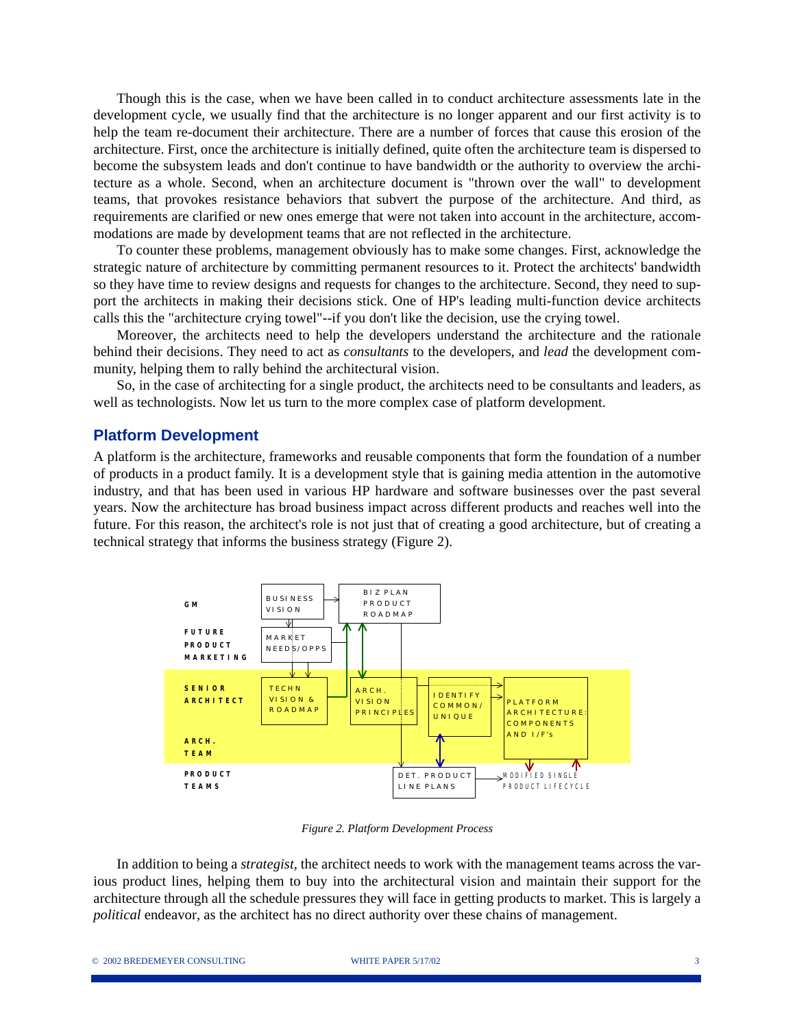Though this is the case, when we have been called in to conduct architecture assessments late in the development cycle, we usually find that the architecture is no longer apparent and our first activity is to help the team re-document their architecture. There are a number of forces that cause this erosion of the architecture. First, once the architecture is initially defined, quite often the architecture team is dispersed to become the subsystem leads and don't continue to have bandwidth or the authority to overview the architecture as a whole. Second, when an architecture document is "thrown over the wall" to development teams, that provokes resistance behaviors that subvert the purpose of the architecture. And third, as requirements are clarified or new ones emerge that were not taken into account in the architecture, accommodations are made by development teams that are not reflected in the architecture.

To counter these problems, management obviously has to make some changes. First, acknowledge the strategic nature of architecture by committing permanent resources to it. Protect the architects' bandwidth so they have time to review designs and requests for changes to the architecture. Second, they need to support the architects in making their decisions stick. One of HP's leading multi-function device architects calls this the "architecture crying towel"--if you don't like the decision, use the crying towel.

Moreover, the architects need to help the developers understand the architecture and the rationale behind their decisions. They need to act as *consultants* to the developers, and *lead* the development community, helping them to rally behind the architectural vision.

So, in the case of architecting for a single product, the architects need to be consultants and leaders, as well as technologists. Now let us turn to the more complex case of platform development.

## Platform Development

A platform is the architecture, frameworks and reusable components that form the foundation of a number of products in a product family. It is a development style that is gaining media attention in the automotive industry, and that has been used in various HP hardware and software businesses over the past several years. Now the architecture has broad business impact across different products and reaches well into the future. For this reason, the architect's role is not just that of creating a good architecture, but of creating a technical strategy that informs the business strategy (Figure 2).

*Figure 2. Platform Development Process*

In addition to being a *strategist*, the architect needs to work with the management teams across the various product lines, helping them to buy into the architectural vision and maintain their support for the architecture through all the schedule pressures they will face in getting products to market. This is largely a *political* endeavor, as the architect has no direct authority over these chains of management.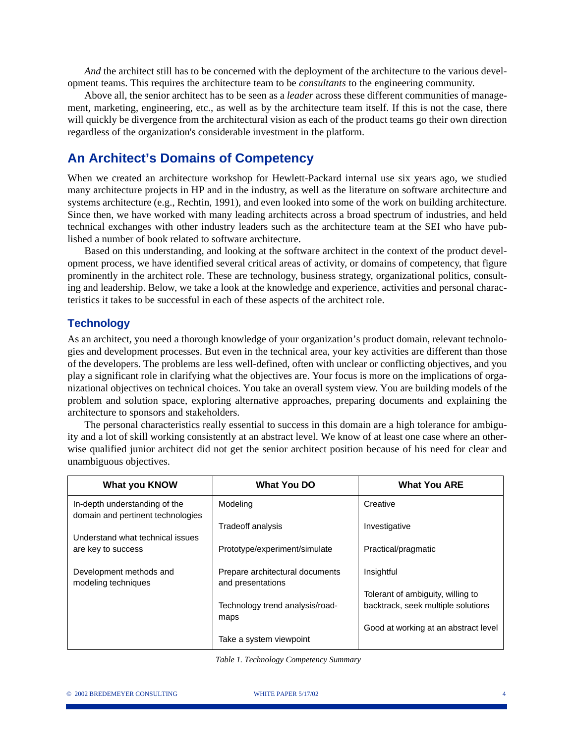*And* the architect still has to be concerned with the deployment of the architecture to the various development teams. This requires the architecture team to be *consultants* to the engineering community.

Above all, the senior architect has to be seen as a *leader* across these different communities of management, marketing, engineering, etc., as well as by the architecture team itself. If this is not the case, there will quickly be divergence from the architectural vision as each of the product teams go their own direction regardless of the organization's considerable investment in the platform.

## An Architect's Domains of Competency

When we created an architecture workshop for Hewlett-Packard internal use six years ago, we studied many architecture projects in HP and in the industry, as well as the literature on software architecture and systems architecture (e.g., Rechtin, 1991), and even looked into some of the work on building architecture. Since then, we have worked with many leading architects across a broad spectrum of industries, and held technical exchanges with other industry leaders such as the architecture team at the SEI who have published a number of book related to software architecture.

Based on this understanding, and looking at the software architect in the context of the product development process, we have identified several critical areas of activity, or domains of competency, that figure prominently in the architect role. These are technology, business strategy, organizational politics, consulting and leadership. Below, we take a look at the knowledge and experience, activities and personal characteristics it takes to be successful in each of these aspects of the architect role.

### Technology

As an architect, you need a thorough knowledge of your organization's product domain, relevant technologies and development processes. But even in the technical area, your key activities are different than those of the developers. The problems are less well-defined, often with unclear or conflicting objectives, and you play a significant role in clarifying what the objectives are. Your focus is more on the implications of organizational objectives on technical choices. You take an overall system view. You are building models of the problem and solution space, exploring alternative approaches, preparing documents and explaining the architecture to sponsors and stakeholders.

The personal characteristics really essential to success in this domain are a high tolerance for ambiguity and a lot of skill working consistently at an abstract level. We know of at least one case where an otherwise qualified junior architect did not get the senior architect position because of his need for clear and unambiguous objectives.

| What you KNOW | What You DO | What You ARE |
|---|---|---|
| In-depth understanding of the domain and pertinent technologies | Modeling | Creative |
| | Tradeoff analysis | Investigative |
| Understand what technical issues are key to success | Prototype/experiment/simulate | Practical/pragmatic |
| Development methods and modeling techniques | Prepare architectural documents and presentations | Insightful |
| | Technology trend analysis/roadmaps | Tolerant of ambiguity, willing to backtrack, seek multiple solutions |
| | Take a system viewpoint | Good at working at an abstract level |

*Table 1. Technology Competency Summary*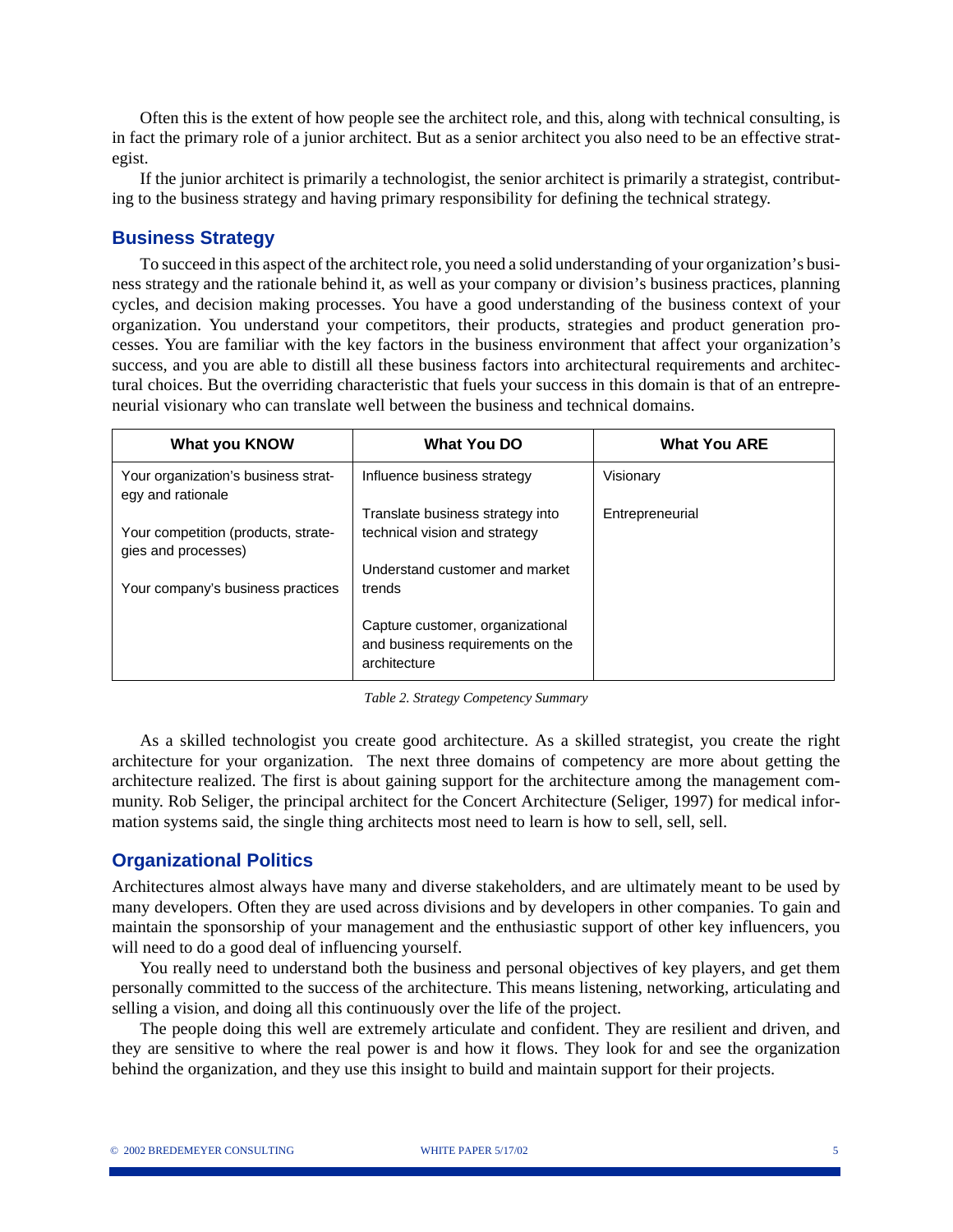Often this is the extent of how people see the architect role, and this, along with technical consulting, is in fact the primary role of a junior architect. But as a senior architect you also need to be an effective strategist.

If the junior architect is primarily a technologist, the senior architect is primarily a strategist, contributing to the business strategy and having primary responsibility for defining the technical strategy.

## Business Strategy

To succeed in this aspect of the architect role, you need a solid understanding of your organization's business strategy and the rationale behind it, as well as your company or division's business practices, planning cycles, and decision making processes. You have a good understanding of the business context of your organization. You understand your competitors, their products, strategies and product generation processes. You are familiar with the key factors in the business environment that affect your organization's success, and you are able to distill all these business factors into architectural requirements and architectural choices. But the overriding characteristic that fuels your success in this domain is that of an entrepreneurial visionary who can translate well between the business and technical domains.

| What you KNOW | What You DO | What You ARE |
|---|---|---|
| Your organization's business strategy and rationale<br><br>Your competition (products, strategies and processes)<br><br>Your company's business practices | Influence business strategy<br><br>Translate business strategy into technical vision and strategy<br><br>Understand customer and market trends<br><br>Capture customer, organizational and business requirements on the architecture | Visionary<br><br>Entrepreneurial |

*Table 2. Strategy Competency Summary*

As a skilled technologist you create good architecture. As a skilled strategist, you create the right architecture for your organization. The next three domains of competency are more about getting the architecture realized. The first is about gaining support for the architecture among the management community. Rob Seliger, the principal architect for the Concert Architecture (Seliger, 1997) for medical information systems said, the single thing architects most need to learn is how to sell, sell, sell.

## Organizational Politics

Architectures almost always have many and diverse stakeholders, and are ultimately meant to be used by many developers. Often they are used across divisions and by developers in other companies. To gain and maintain the sponsorship of your management and the enthusiastic support of other key influencers, you will need to do a good deal of influencing yourself.

You really need to understand both the business and personal objectives of key players, and get them personally committed to the success of the architecture. This means listening, networking, articulating and selling a vision, and doing all this continuously over the life of the project.

The people doing this well are extremely articulate and confident. They are resilient and driven, and they are sensitive to where the real power is and how it flows. They look for and see the organization behind the organization, and they use this insight to build and maintain support for their projects.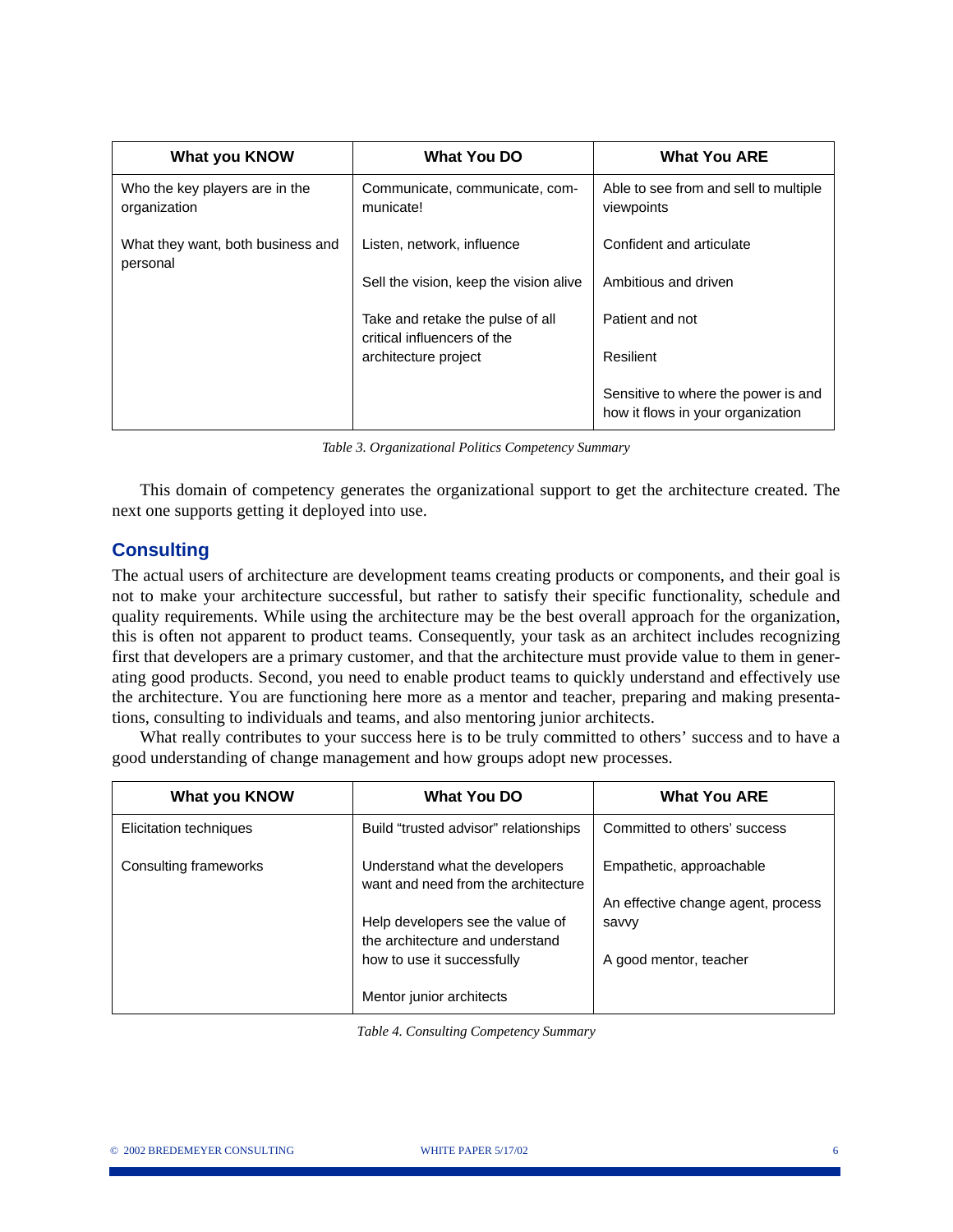| What you KNOW | What You DO | What You ARE |
|---|---|---|
| Who the key players are in the organization | Communicate, communicate, communicate! | Able to see from and sell to multiple viewpoints |
| What they want, both business and personal | Listen, network, influence | Confident and articulate |
| | Sell the vision, keep the vision alive | Ambitious and driven |
| | Take and retake the pulse of all critical influencers of the architecture project | Patient and not |
| | | Resilient |
| | | Sensitive to where the power is and how it flows in your organization |

*Table 3. Organizational Politics Competency Summary*

This domain of competency generates the organizational support to get the architecture created. The next one supports getting it deployed into use.

## Consulting

The actual users of architecture are development teams creating products or components, and their goal is not to make your architecture successful, but rather to satisfy their specific functionality, schedule and quality requirements. While using the architecture may be the best overall approach for the organization, this is often not apparent to product teams. Consequently, your task as an architect includes recognizing first that developers are a primary customer, and that the architecture must provide value to them in generating good products. Second, you need to enable product teams to quickly understand and effectively use the architecture. You are functioning here more as a mentor and teacher, preparing and making presentations, consulting to individuals and teams, and also mentoring junior architects.

What really contributes to your success here is to be truly committed to others' success and to have a good understanding of change management and how groups adopt new processes.

| What you KNOW | What You DO | What You ARE |
|---|---|---|
| Elicitation techniques | Build "trusted advisor" relationships | Committed to others' success |
| Consulting frameworks | Understand what the developers want and need from the architecture | Empathetic, approachable |
| | | An effective change agent, process savvy |
| | Help developers see the value of the architecture and understand how to use it successfully | A good mentor, teacher |
| | Mentor junior architects | |

*Table 4. Consulting Competency Summary*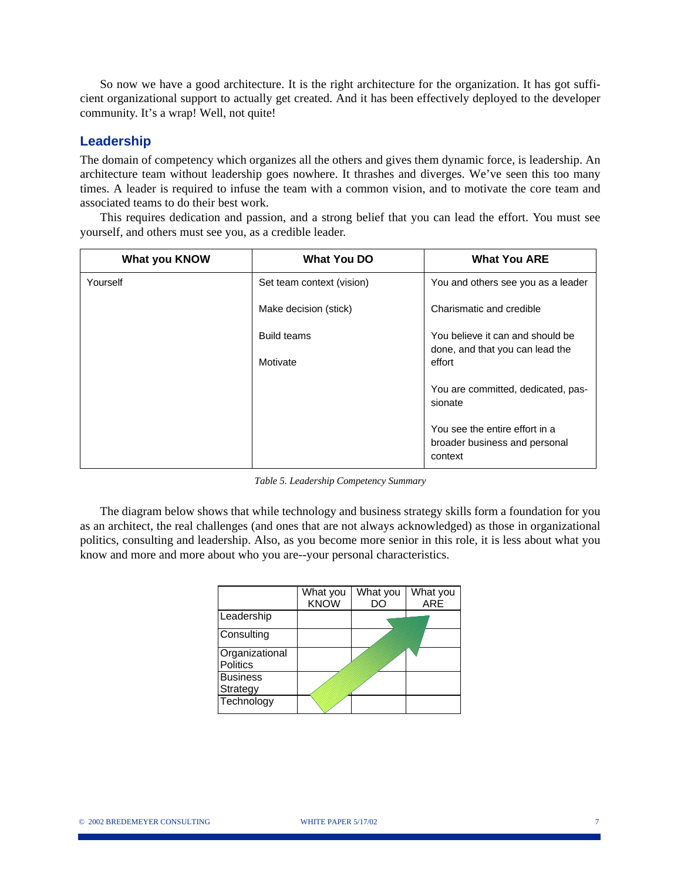So now we have a good architecture. It is the right architecture for the organization. It has got sufficient organizational support to actually get created. And it has been effectively deployed to the developer community. It's a wrap! Well, not quite!

## Leadership

The domain of competency which organizes all the others and gives them dynamic force, is leadership. An architecture team without leadership goes nowhere. It thrashes and diverges. We've seen this too many times. A leader is required to infuse the team with a common vision, and to motivate the core team and associated teams to do their best work.

This requires dedication and passion, and a strong belief that you can lead the effort. You must see yourself, and others must see you, as a credible leader.

| What you KNOW | What You DO | What You ARE |
|---|---|---|
| Yourself | Set team context (vision) | You and others see you as a leader |
| | Make decision (stick) | Charismatic and credible |
| | Build teams | You believe it can and should be done, and that you can lead the effort |
| | Motivate | |
| | | You are committed, dedicated, passionate |
| | | You see the entire effort in a broader business and personal context |

*Table 5. Leadership Competency Summary*

The diagram below shows that while technology and business strategy skills form a foundation for you as an architect, the real challenges (and ones that are not always acknowledged) as those in organizational politics, consulting and leadership. Also, as you become more senior in this role, it is less about what you know and more and more about who you are--your personal characteristics.

| | What you KNOW | What you DO | What you ARE |
|---|---|---|---|
| Leadership | | | |
| Consulting | | | |
| Organizational Politics | | | |
| Business Strategy | | | |
| Technology | | | |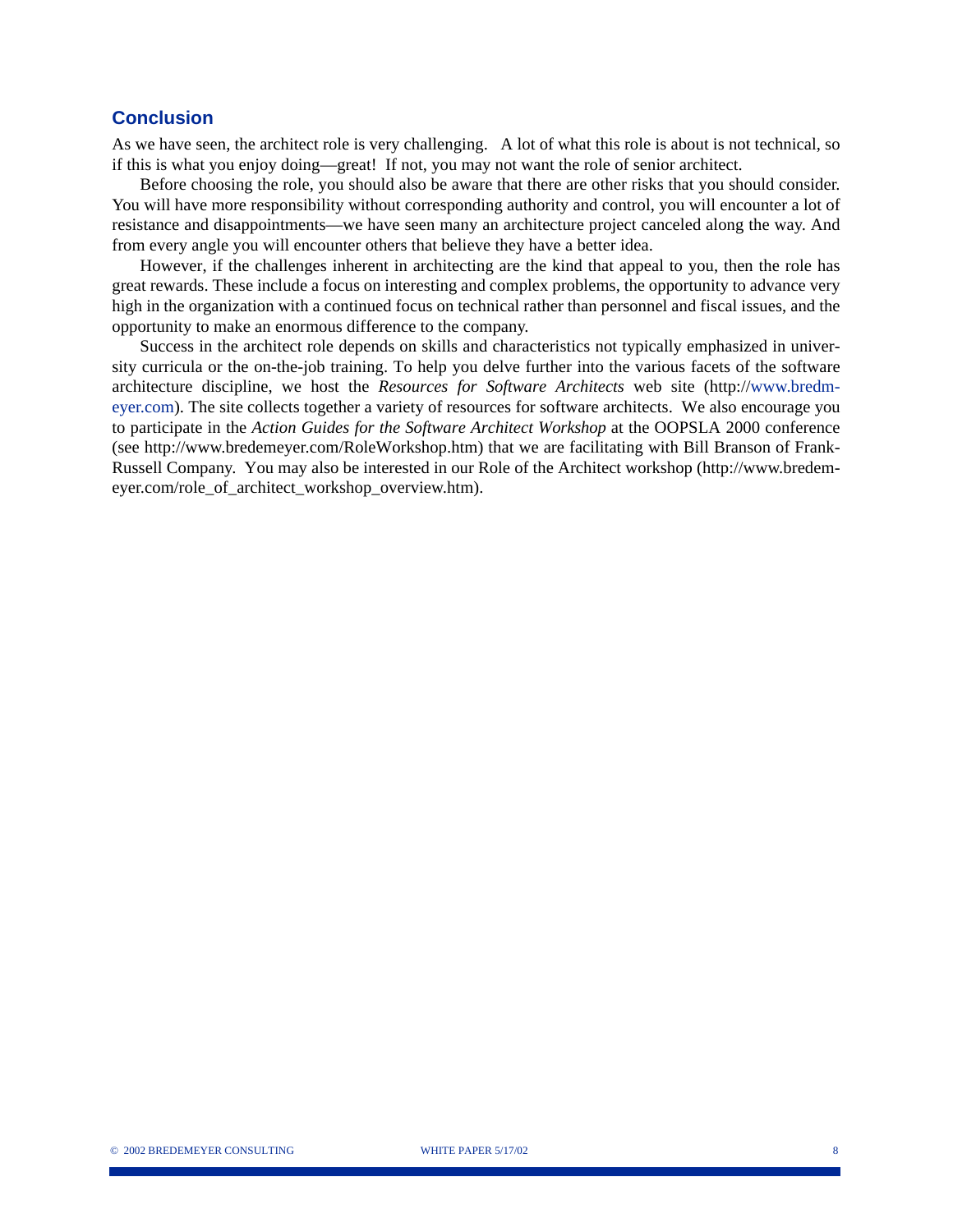## Conclusion

As we have seen, the architect role is very challenging. A lot of what this role is about is not technical, so if this is what you enjoy doing—great! If not, you may not want the role of senior architect.

Before choosing the role, you should also be aware that there are other risks that you should consider. You will have more responsibility without corresponding authority and control, you will encounter a lot of resistance and disappointments—we have seen many an architecture project canceled along the way. And from every angle you will encounter others that believe they have a better idea.

However, if the challenges inherent in architecting are the kind that appeal to you, then the role has great rewards. These include a focus on interesting and complex problems, the opportunity to advance very high in the organization with a continued focus on technical rather than personnel and fiscal issues, and the opportunity to make an enormous difference to the company.

Success in the architect role depends on skills and characteristics not typically emphasized in university curricula or the on-the-job training. To help you delve further into the various facets of the software architecture discipline, we host the *Resources for Software Architects* web site (http://www.bredmeyer.com). The site collects together a variety of resources for software architects. We also encourage you to participate in the *Action Guides for the Software Architect Workshop* at the OOPSLA 2000 conference (see http://www.bredemeyer.com/RoleWorkshop.htm) that we are facilitating with Bill Branson of Frank-Russell Company. You may also be interested in our Role of the Architect workshop (http://www.bredemeyer.com/role_of_architect_workshop_overview.htm).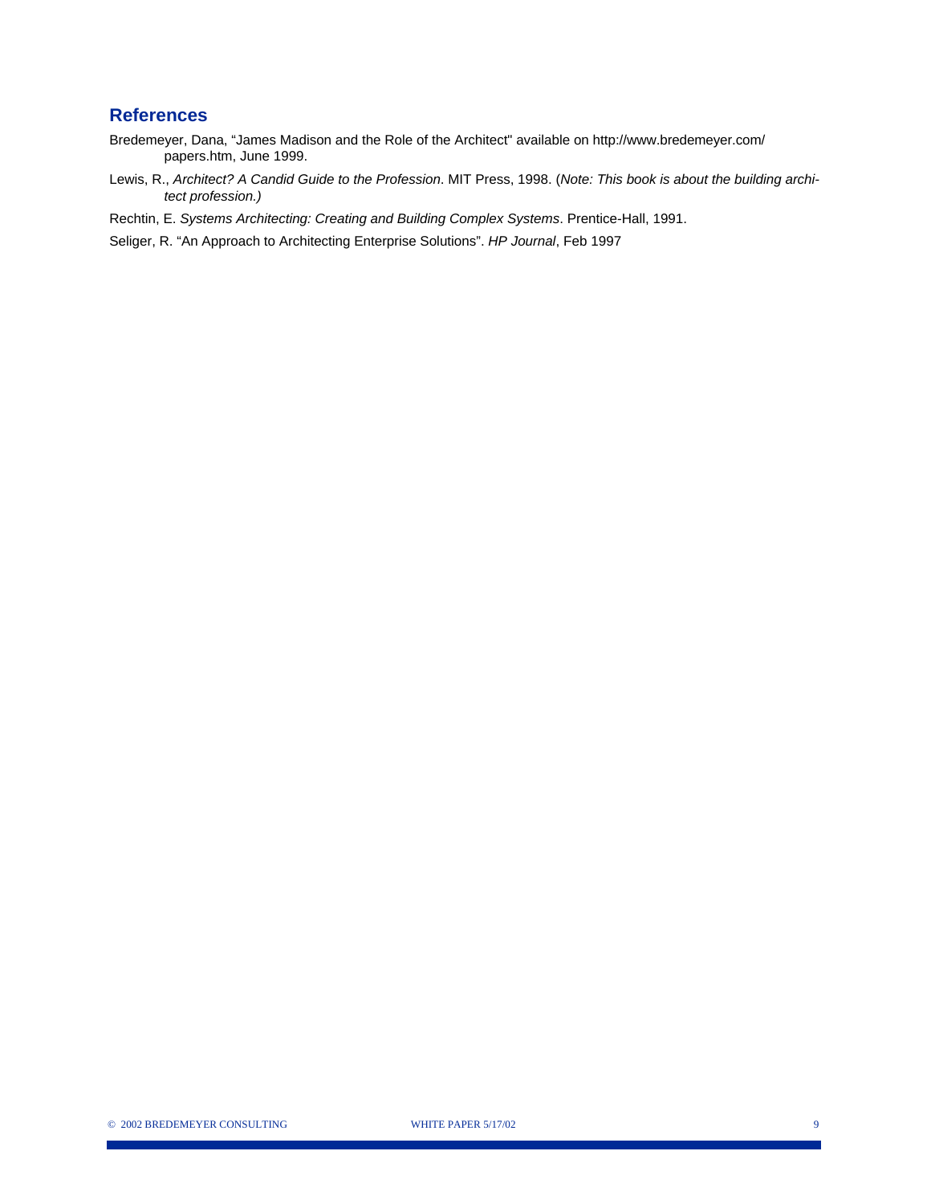## References

Bredemeyer, Dana, "James Madison and the Role of the Architect" available on http://www.bredemeyer.com/papers.htm, June 1999.

Lewis, R., *Architect? A Candid Guide to the Profession*. MIT Press, 1998. (*Note: This book is about the building architect profession.)*

Rechtin, E. *Systems Architecting: Creating and Building Complex Systems*. Prentice-Hall, 1991.

Seliger, R. "An Approach to Architecting Enterprise Solutions". *HP Journal*, Feb 1997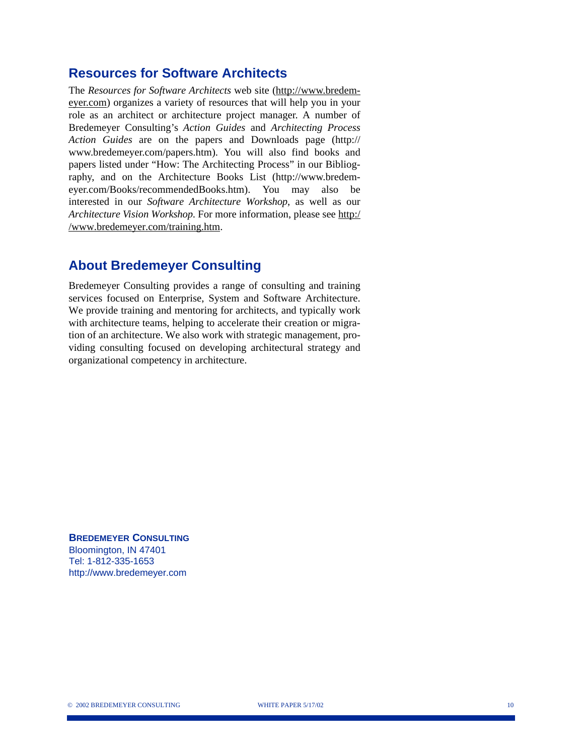## Resources for Software Architects

The *Resources for Software Architects* web site (http://www.bredemeyer.com) organizes a variety of resources that will help you in your role as an architect or architecture project manager. A number of Bredemeyer Consulting's *Action Guides* and *Architecting Process Action Guides* are on the papers and Downloads page (http://www.bredemeyer.com/papers.htm). You will also find books and papers listed under "How: The Architecting Process" in our Bibliography, and on the Architecture Books List (http://www.bredemeyer.com/Books/recommendedBooks.htm). You may also be interested in our *Software Architecture Workshop*, as well as our *Architecture Vision Workshop*. For more information, please see http://www.bredemeyer.com/training.htm.

## About Bredemeyer Consulting

Bredemeyer Consulting provides a range of consulting and training services focused on Enterprise, System and Software Architecture. We provide training and mentoring for architects, and typically work with architecture teams, helping to accelerate their creation or migration of an architecture. We also work with strategic management, providing consulting focused on developing architectural strategy and organizational competency in architecture.

**BREDEMEYER CONSULTING**
Bloomington, IN 47401
Tel: 1-812-335-1653
http://www.bredemeyer.com